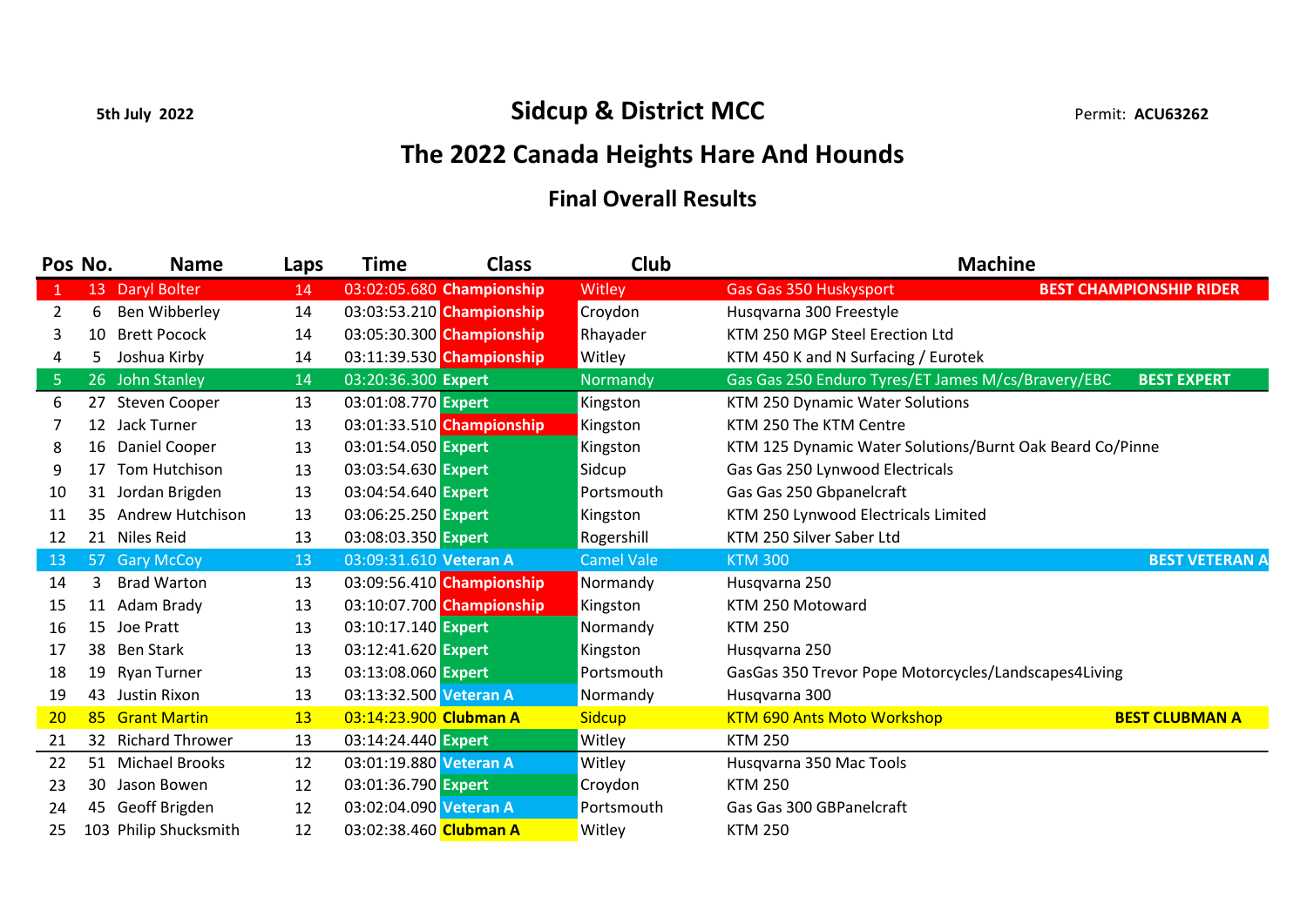5th July 2022

# Sidcup & District MCC

Permit: **ACU63262**

## The 2022 Canada Heights Hare And Hounds

### Final Overall Results

| Pos | No. | Name | Laps | Time | Class | Club | Machine | |
|---|---|---|---|---|---|---|---|---|
| 1 | 13 | Daryl Bolter | 14 | 03:02:05.680 | Championship | Witley | Gas Gas 350 Huskysport | BEST CHAMPIONSHIP RIDER |
| 2 | 6 | Ben Wibberley | 14 | 03:03:53.210 | Championship | Croydon | Husqvarna 300 Freestyle | |
| 3 | 10 | Brett Pocock | 14 | 03:05:30.300 | Championship | Rhayader | KTM 250 MGP Steel Erection Ltd | |
| 4 | 5 | Joshua Kirby | 14 | 03:11:39.530 | Championship | Witley | KTM 450 K and N Surfacing / Eurotek | |
| 5 | 26 | John Stanley | 14 | 03:20:36.300 | Expert | Normandy | Gas Gas 250 Enduro Tyres/ET James M/cs/Bravery/EBC | BEST EXPERT |
| 6 | 27 | Steven Cooper | 13 | 03:01:08.770 | Expert | Kingston | KTM 250 Dynamic Water Solutions | |
| 7 | 12 | Jack Turner | 13 | 03:01:33.510 | Championship | Kingston | KTM 250 The KTM Centre | |
| 8 | 16 | Daniel Cooper | 13 | 03:01:54.050 | Expert | Kingston | KTM 125 Dynamic Water Solutions/Burnt Oak Beard Co/Pinne | |
| 9 | 17 | Tom Hutchison | 13 | 03:03:54.630 | Expert | Sidcup | Gas Gas 250 Lynwood Electricals | |
| 10 | 31 | Jordan Brigden | 13 | 03:04:54.640 | Expert | Portsmouth | Gas Gas 250 Gbpanelcraft | |
| 11 | 35 | Andrew Hutchison | 13 | 03:06:25.250 | Expert | Kingston | KTM 250 Lynwood Electricals Limited | |
| 12 | 21 | Niles Reid | 13 | 03:08:03.350 | Expert | Rogershill | KTM 250 Silver Saber Ltd | |
| 13 | 57 | Gary McCoy | 13 | 03:09:31.610 | Veteran A | Camel Vale | KTM 300 | BEST VETERAN A |
| 14 | 3 | Brad Warton | 13 | 03:09:56.410 | Championship | Normandy | Husqvarna 250 | |
| 15 | 11 | Adam Brady | 13 | 03:10:07.700 | Championship | Kingston | KTM 250 Motoward | |
| 16 | 15 | Joe Pratt | 13 | 03:10:17.140 | Expert | Normandy | KTM 250 | |
| 17 | 38 | Ben Stark | 13 | 03:12:41.620 | Expert | Kingston | Husqvarna 250 | |
| 18 | 19 | Ryan Turner | 13 | 03:13:08.060 | Expert | Portsmouth | GasGas 350 Trevor Pope Motorcycles/Landscapes4Living | |
| 19 | 43 | Justin Rixon | 13 | 03:13:32.500 | Veteran A | Normandy | Husqvarna 300 | |
| 20 | 85 | Grant Martin | 13 | 03:14:23.900 | Clubman A | Sidcup | KTM 690 Ants Moto Workshop | BEST CLUBMAN A |
| 21 | 32 | Richard Thrower | 13 | 03:14:24.440 | Expert | Witley | KTM 250 | |
| 22 | 51 | Michael Brooks | 12 | 03:01:19.880 | Veteran A | Witley | Husqvarna 350 Mac Tools | |
| 23 | 30 | Jason Bowen | 12 | 03:01:36.790 | Expert | Croydon | KTM 250 | |
| 24 | 45 | Geoff Brigden | 12 | 03:02:04.090 | Veteran A | Portsmouth | Gas Gas 300 GBPanelcraft | |
| 25 | 103 | Philip Shucksmith | 12 | 03:02:38.460 | Clubman A | Witley | KTM 250 | |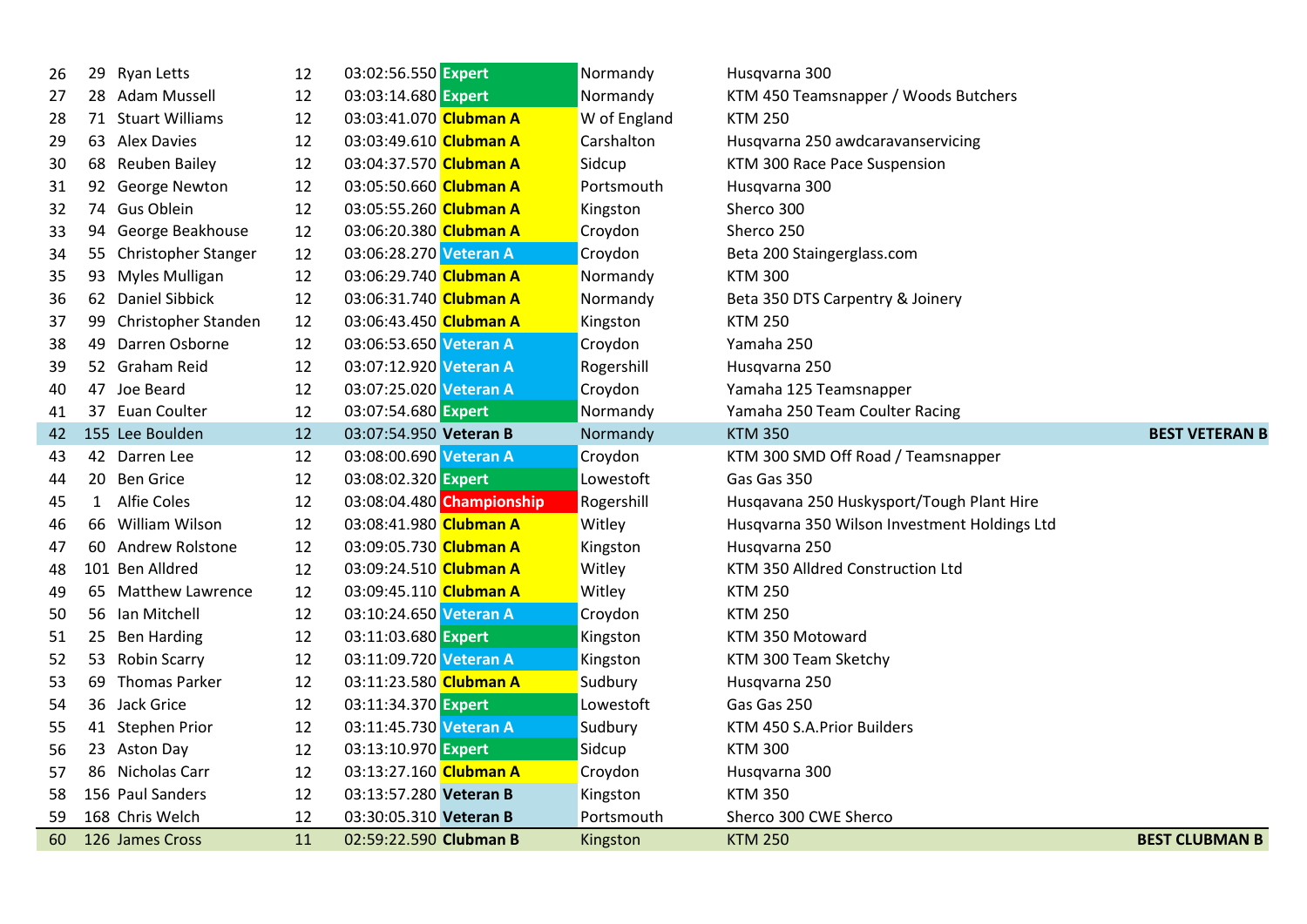| | | | | | | | | |
|---|---|---|---|---|---|---|---|---|
| 26 | 29 | Ryan Letts | 12 | 03:02:56.550 | Expert | Normandy | Husqvarna 300 | |
| 27 | 28 | Adam Mussell | 12 | 03:03:14.680 | Expert | Normandy | KTM 450 Teamsnapper / Woods Butchers | |
| 28 | 71 | Stuart Williams | 12 | 03:03:41.070 | Clubman A | W of England | KTM 250 | |
| 29 | 63 | Alex Davies | 12 | 03:03:49.610 | Clubman A | Carshalton | Husqvarna 250 awdcaravanservicing | |
| 30 | 68 | Reuben Bailey | 12 | 03:04:37.570 | Clubman A | Sidcup | KTM 300 Race Pace Suspension | |
| 31 | 92 | George Newton | 12 | 03:05:50.660 | Clubman A | Portsmouth | Husqvarna 300 | |
| 32 | 74 | Gus Oblein | 12 | 03:05:55.260 | Clubman A | Kingston | Sherco 300 | |
| 33 | 94 | George Beakhouse | 12 | 03:06:20.380 | Clubman A | Croydon | Sherco 250 | |
| 34 | 55 | Christopher Stanger | 12 | 03:06:28.270 | Veteran A | Croydon | Beta 200 Staingerglass.com | |
| 35 | 93 | Myles Mulligan | 12 | 03:06:29.740 | Clubman A | Normandy | KTM 300 | |
| 36 | 62 | Daniel Sibbick | 12 | 03:06:31.740 | Clubman A | Normandy | Beta 350 DTS Carpentry & Joinery | |
| 37 | 99 | Christopher Standen | 12 | 03:06:43.450 | Clubman A | Kingston | KTM 250 | |
| 38 | 49 | Darren Osborne | 12 | 03:06:53.650 | Veteran A | Croydon | Yamaha 250 | |
| 39 | 52 | Graham Reid | 12 | 03:07:12.920 | Veteran A | Rogershill | Husqvarna 250 | |
| 40 | 47 | Joe Beard | 12 | 03:07:25.020 | Veteran A | Croydon | Yamaha 125 Teamsnapper | |
| 41 | 37 | Euan Coulter | 12 | 03:07:54.680 | Expert | Normandy | Yamaha 250 Team Coulter Racing | |
| 42 | 155 | Lee Boulden | 12 | 03:07:54.950 | Veteran B | Normandy | KTM 350 | **BEST VETERAN B** |
| 43 | 42 | Darren Lee | 12 | 03:08:00.690 | Veteran A | Croydon | KTM 300 SMD Off Road / Teamsnapper | |
| 44 | 20 | Ben Grice | 12 | 03:08:02.320 | Expert | Lowestoft | Gas Gas 350 | |
| 45 | 1 | Alfie Coles | 12 | 03:08:04.480 | Championship | Rogershill | Husqavana 250 Huskysport/Tough Plant Hire | |
| 46 | 66 | William Wilson | 12 | 03:08:41.980 | Clubman A | Witley | Husqvarna 350 Wilson Investment Holdings Ltd | |
| 47 | 60 | Andrew Rolstone | 12 | 03:09:05.730 | Clubman A | Kingston | Husqvarna 250 | |
| 48 | 101 | Ben Alldred | 12 | 03:09:24.510 | Clubman A | Witley | KTM 350 Alldred Construction Ltd | |
| 49 | 65 | Matthew Lawrence | 12 | 03:09:45.110 | Clubman A | Witley | KTM 250 | |
| 50 | 56 | Ian Mitchell | 12 | 03:10:24.650 | Veteran A | Croydon | KTM 250 | |
| 51 | 25 | Ben Harding | 12 | 03:11:03.680 | Expert | Kingston | KTM 350 Motoward | |
| 52 | 53 | Robin Scarry | 12 | 03:11:09.720 | Veteran A | Kingston | KTM 300 Team Sketchy | |
| 53 | 69 | Thomas Parker | 12 | 03:11:23.580 | Clubman A | Sudbury | Husqvarna 250 | |
| 54 | 36 | Jack Grice | 12 | 03:11:34.370 | Expert | Lowestoft | Gas Gas 250 | |
| 55 | 41 | Stephen Prior | 12 | 03:11:45.730 | Veteran A | Sudbury | KTM 450 S.A.Prior Builders | |
| 56 | 23 | Aston Day | 12 | 03:13:10.970 | Expert | Sidcup | KTM 300 | |
| 57 | 86 | Nicholas Carr | 12 | 03:13:27.160 | Clubman A | Croydon | Husqvarna 300 | |
| 58 | 156 | Paul Sanders | 12 | 03:13:57.280 | Veteran B | Kingston | KTM 350 | |
| 59 | 168 | Chris Welch | 12 | 03:30:05.310 | Veteran B | Portsmouth | Sherco 300 CWE Sherco | |
| 60 | 126 | James Cross | 11 | 02:59:22.590 | Clubman B | Kingston | KTM 250 | **BEST CLUBMAN B** |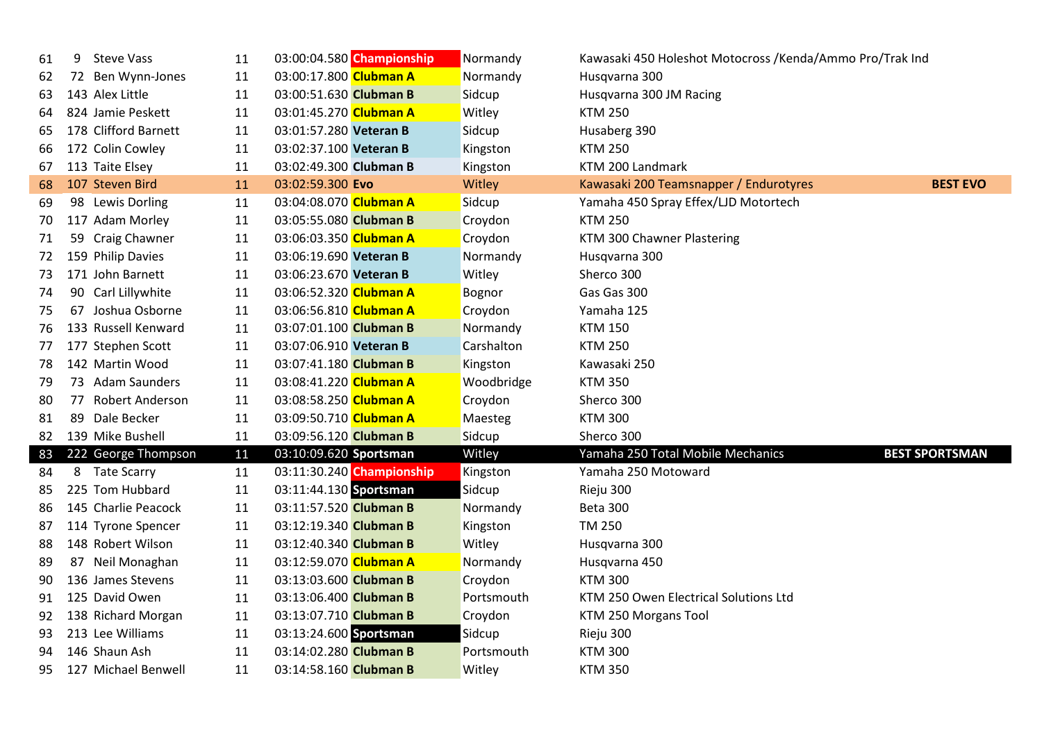| | | | | | | | | |
|---|---|---|---|---|---|---|---|---|
| 61 | 9 | Steve Vass | 11 | 03:00:04.580 | **Championship** | Normandy | Kawasaki 450 Holeshot Motocross /Kenda/Ammo Pro/Trak Ind | |
| 62 | 72 | Ben Wynn-Jones | 11 | 03:00:17.800 | **Clubman A** | Normandy | Husqvarna 300 | |
| 63 | 143 | Alex Little | 11 | 03:00:51.630 | **Clubman B** | Sidcup | Husqvarna 300 JM Racing | |
| 64 | 824 | Jamie Peskett | 11 | 03:01:45.270 | **Clubman A** | Witley | KTM 250 | |
| 65 | 178 | Clifford Barnett | 11 | 03:01:57.280 | **Veteran B** | Sidcup | Husaberg 390 | |
| 66 | 172 | Colin Cowley | 11 | 03:02:37.100 | **Veteran B** | Kingston | KTM 250 | |
| 67 | 113 | Taite Elsey | 11 | 03:02:49.300 | **Clubman B** | Kingston | KTM 200 Landmark | |
| 68 | 107 | Steven Bird | 11 | 03:02:59.300 | **Evo** | Witley | Kawasaki 200 Teamsnapper / Endurotyres | **BEST EVO** |
| 69 | 98 | Lewis Dorling | 11 | 03:04:08.070 | **Clubman A** | Sidcup | Yamaha 450 Spray Effex/LJD Motortech | |
| 70 | 117 | Adam Morley | 11 | 03:05:55.080 | **Clubman B** | Croydon | KTM 250 | |
| 71 | 59 | Craig Chawner | 11 | 03:06:03.350 | **Clubman A** | Croydon | KTM 300 Chawner Plastering | |
| 72 | 159 | Philip Davies | 11 | 03:06:19.690 | **Veteran B** | Normandy | Husqvarna 300 | |
| 73 | 171 | John Barnett | 11 | 03:06:23.670 | **Veteran B** | Witley | Sherco 300 | |
| 74 | 90 | Carl Lillywhite | 11 | 03:06:52.320 | **Clubman A** | Bognor | Gas Gas 300 | |
| 75 | 67 | Joshua Osborne | 11 | 03:06:56.810 | **Clubman A** | Croydon | Yamaha 125 | |
| 76 | 133 | Russell Kenward | 11 | 03:07:01.100 | **Clubman B** | Normandy | KTM 150 | |
| 77 | 177 | Stephen Scott | 11 | 03:07:06.910 | **Veteran B** | Carshalton | KTM 250 | |
| 78 | 142 | Martin Wood | 11 | 03:07:41.180 | **Clubman B** | Kingston | Kawasaki 250 | |
| 79 | 73 | Adam Saunders | 11 | 03:08:41.220 | **Clubman A** | Woodbridge | KTM 350 | |
| 80 | 77 | Robert Anderson | 11 | 03:08:58.250 | **Clubman A** | Croydon | Sherco 300 | |
| 81 | 89 | Dale Becker | 11 | 03:09:50.710 | **Clubman A** | Maesteg | KTM 300 | |
| 82 | 139 | Mike Bushell | 11 | 03:09:56.120 | **Clubman B** | Sidcup | Sherco 300 | |
| 83 | 222 | George Thompson | 11 | 03:10:09.620 | **Sportsman** | Witley | Yamaha 250 Total Mobile Mechanics | **BEST SPORTSMAN** |
| 84 | 8 | Tate Scarry | 11 | 03:11:30.240 | **Championship** | Kingston | Yamaha 250 Motoward | |
| 85 | 225 | Tom Hubbard | 11 | 03:11:44.130 | **Sportsman** | Sidcup | Rieju 300 | |
| 86 | 145 | Charlie Peacock | 11 | 03:11:57.520 | **Clubman B** | Normandy | Beta 300 | |
| 87 | 114 | Tyrone Spencer | 11 | 03:12:19.340 | **Clubman B** | Kingston | TM 250 | |
| 88 | 148 | Robert Wilson | 11 | 03:12:40.340 | **Clubman B** | Witley | Husqvarna 300 | |
| 89 | 87 | Neil Monaghan | 11 | 03:12:59.070 | **Clubman A** | Normandy | Husqvarna 450 | |
| 90 | 136 | James Stevens | 11 | 03:13:03.600 | **Clubman B** | Croydon | KTM 300 | |
| 91 | 125 | David Owen | 11 | 03:13:06.400 | **Clubman B** | Portsmouth | KTM 250 Owen Electrical Solutions Ltd | |
| 92 | 138 | Richard Morgan | 11 | 03:13:07.710 | **Clubman B** | Croydon | KTM 250 Morgans Tool | |
| 93 | 213 | Lee Williams | 11 | 03:13:24.600 | **Sportsman** | Sidcup | Rieju 300 | |
| 94 | 146 | Shaun Ash | 11 | 03:14:02.280 | **Clubman B** | Portsmouth | KTM 300 | |
| 95 | 127 | Michael Benwell | 11 | 03:14:58.160 | **Clubman B** | Witley | KTM 350 | |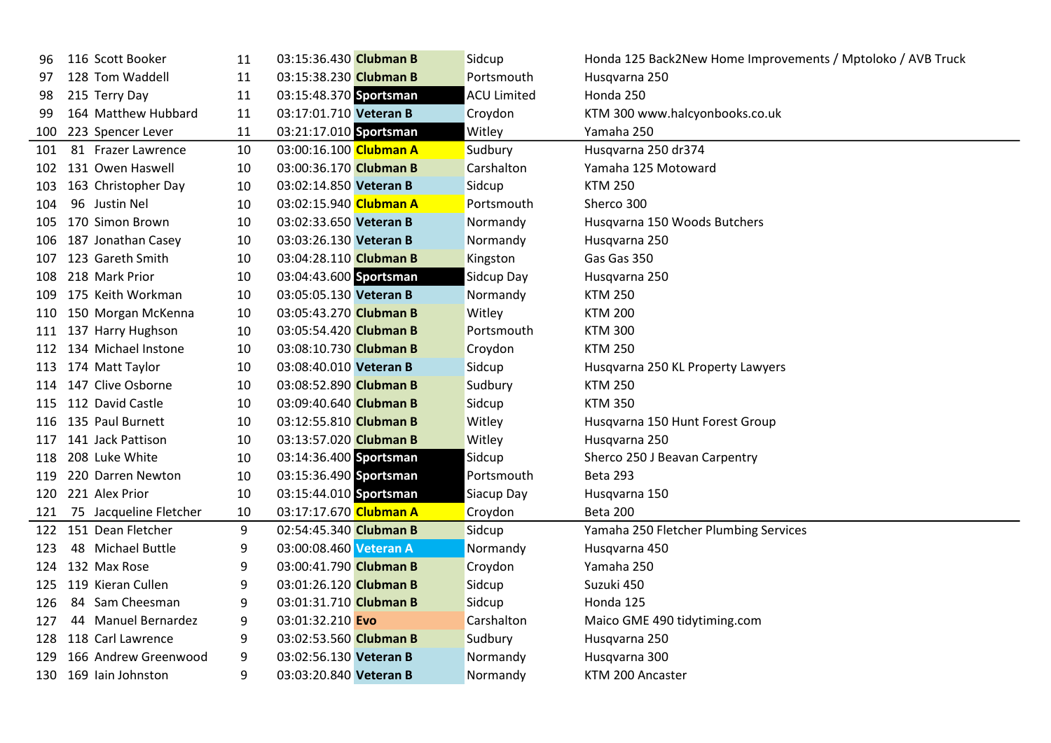| | | | | | | | |
|---|---|---|---|---|---|---|---|
| 96 | 116 | Scott Booker | 11 | 03:15:36.430 | **Clubman B** | Sidcup | Honda 125 Back2New Home Improvements / Mptoloko / AVB Truck |
| 97 | 128 | Tom Waddell | 11 | 03:15:38.230 | **Clubman B** | Portsmouth | Husqvarna 250 |
| 98 | 215 | Terry Day | 11 | 03:15:48.370 | **Sportsman** | ACU Limited | Honda 250 |
| 99 | 164 | Matthew Hubbard | 11 | 03:17:01.710 | **Veteran B** | Croydon | KTM 300 www.halcyonbooks.co.uk |
| 100 | 223 | Spencer Lever | 11 | 03:21:17.010 | **Sportsman** | Witley | Yamaha 250 |
| 101 | 81 | Frazer Lawrence | 10 | 03:00:16.100 | **Clubman A** | Sudbury | Husqvarna 250 dr374 |
| 102 | 131 | Owen Haswell | 10 | 03:00:36.170 | **Clubman B** | Carshalton | Yamaha 125 Motoward |
| 103 | 163 | Christopher Day | 10 | 03:02:14.850 | **Veteran B** | Sidcup | KTM 250 |
| 104 | 96 | Justin Nel | 10 | 03:02:15.940 | **Clubman A** | Portsmouth | Sherco 300 |
| 105 | 170 | Simon Brown | 10 | 03:02:33.650 | **Veteran B** | Normandy | Husqvarna 150 Woods Butchers |
| 106 | 187 | Jonathan Casey | 10 | 03:03:26.130 | **Veteran B** | Normandy | Husqvarna 250 |
| 107 | 123 | Gareth Smith | 10 | 03:04:28.110 | **Clubman B** | Kingston | Gas Gas 350 |
| 108 | 218 | Mark Prior | 10 | 03:04:43.600 | **Sportsman** | Sidcup Day | Husqvarna 250 |
| 109 | 175 | Keith Workman | 10 | 03:05:05.130 | **Veteran B** | Normandy | KTM 250 |
| 110 | 150 | Morgan McKenna | 10 | 03:05:43.270 | **Clubman B** | Witley | KTM 200 |
| 111 | 137 | Harry Hughson | 10 | 03:05:54.420 | **Clubman B** | Portsmouth | KTM 300 |
| 112 | 134 | Michael Instone | 10 | 03:08:10.730 | **Clubman B** | Croydon | KTM 250 |
| 113 | 174 | Matt Taylor | 10 | 03:08:40.010 | **Veteran B** | Sidcup | Husqvarna 250 KL Property Lawyers |
| 114 | 147 | Clive Osborne | 10 | 03:08:52.890 | **Clubman B** | Sudbury | KTM 250 |
| 115 | 112 | David Castle | 10 | 03:09:40.640 | **Clubman B** | Sidcup | KTM 350 |
| 116 | 135 | Paul Burnett | 10 | 03:12:55.810 | **Clubman B** | Witley | Husqvarna 150 Hunt Forest Group |
| 117 | 141 | Jack Pattison | 10 | 03:13:57.020 | **Clubman B** | Witley | Husqvarna 250 |
| 118 | 208 | Luke White | 10 | 03:14:36.400 | **Sportsman** | Sidcup | Sherco 250 J Beavan Carpentry |
| 119 | 220 | Darren Newton | 10 | 03:15:36.490 | **Sportsman** | Portsmouth | Beta 293 |
| 120 | 221 | Alex Prior | 10 | 03:15:44.010 | **Sportsman** | Siacup Day | Husqvarna 150 |
| 121 | 75 | Jacqueline Fletcher | 10 | 03:17:17.670 | **Clubman A** | Croydon | Beta 200 |
| 122 | 151 | Dean Fletcher | 9 | 02:54:45.340 | **Clubman B** | Sidcup | Yamaha 250 Fletcher Plumbing Services |
| 123 | 48 | Michael Buttle | 9 | 03:00:08.460 | **Veteran A** | Normandy | Husqvarna 450 |
| 124 | 132 | Max Rose | 9 | 03:00:41.790 | **Clubman B** | Croydon | Yamaha 250 |
| 125 | 119 | Kieran Cullen | 9 | 03:01:26.120 | **Clubman B** | Sidcup | Suzuki 450 |
| 126 | 84 | Sam Cheesman | 9 | 03:01:31.710 | **Clubman B** | Sidcup | Honda 125 |
| 127 | 44 | Manuel Bernardez | 9 | 03:01:32.210 | **Evo** | Carshalton | Maico GME 490 tidytiming.com |
| 128 | 118 | Carl Lawrence | 9 | 03:02:53.560 | **Clubman B** | Sudbury | Husqvarna 250 |
| 129 | 166 | Andrew Greenwood | 9 | 03:02:56.130 | **Veteran B** | Normandy | Husqvarna 300 |
| 130 | 169 | Iain Johnston | 9 | 03:03:20.840 | **Veteran B** | Normandy | KTM 200 Ancaster |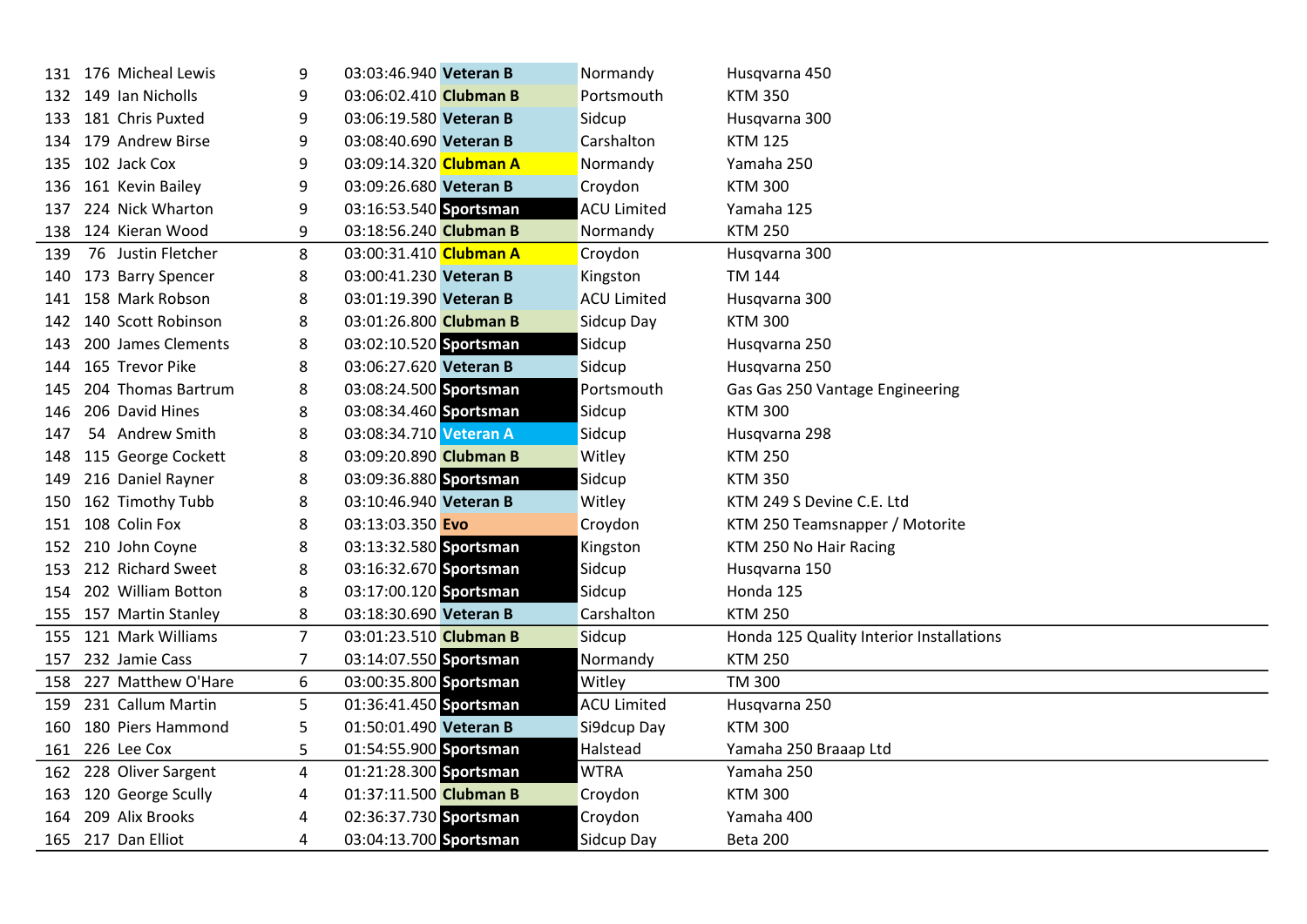| | | | | | | | |
|---|---|---|---|---|---|---|---|
| 131 | 176 | Micheal Lewis | 9 | 03:03:46.940 | **Veteran B** | Normandy | Husqvarna 450 |
| 132 | 149 | Ian Nicholls | 9 | 03:06:02.410 | **Clubman B** | Portsmouth | KTM 350 |
| 133 | 181 | Chris Puxted | 9 | 03:06:19.580 | **Veteran B** | Sidcup | Husqvarna 300 |
| 134 | 179 | Andrew Birse | 9 | 03:08:40.690 | **Veteran B** | Carshalton | KTM 125 |
| 135 | 102 | Jack Cox | 9 | 03:09:14.320 | **Clubman A** | Normandy | Yamaha 250 |
| 136 | 161 | Kevin Bailey | 9 | 03:09:26.680 | **Veteran B** | Croydon | KTM 300 |
| 137 | 224 | Nick Wharton | 9 | 03:16:53.540 | **Sportsman** | ACU Limited | Yamaha 125 |
| 138 | 124 | Kieran Wood | 9 | 03:18:56.240 | **Clubman B** | Normandy | KTM 250 |
| 139 | 76 | Justin Fletcher | 8 | 03:00:31.410 | **Clubman A** | Croydon | Husqvarna 300 |
| 140 | 173 | Barry Spencer | 8 | 03:00:41.230 | **Veteran B** | Kingston | TM 144 |
| 141 | 158 | Mark Robson | 8 | 03:01:19.390 | **Veteran B** | ACU Limited | Husqvarna 300 |
| 142 | 140 | Scott Robinson | 8 | 03:01:26.800 | **Clubman B** | Sidcup Day | KTM 300 |
| 143 | 200 | James Clements | 8 | 03:02:10.520 | **Sportsman** | Sidcup | Husqvarna 250 |
| 144 | 165 | Trevor Pike | 8 | 03:06:27.620 | **Veteran B** | Sidcup | Husqvarna 250 |
| 145 | 204 | Thomas Bartrum | 8 | 03:08:24.500 | **Sportsman** | Portsmouth | Gas Gas 250 Vantage Engineering |
| 146 | 206 | David Hines | 8 | 03:08:34.460 | **Sportsman** | Sidcup | KTM 300 |
| 147 | 54 | Andrew Smith | 8 | 03:08:34.710 | **Veteran A** | Sidcup | Husqvarna 298 |
| 148 | 115 | George Cockett | 8 | 03:09:20.890 | **Clubman B** | Witley | KTM 250 |
| 149 | 216 | Daniel Rayner | 8 | 03:09:36.880 | **Sportsman** | Sidcup | KTM 350 |
| 150 | 162 | Timothy Tubb | 8 | 03:10:46.940 | **Veteran B** | Witley | KTM 249 S Devine C.E. Ltd |
| 151 | 108 | Colin Fox | 8 | 03:13:03.350 | **Evo** | Croydon | KTM 250 Teamsnapper / Motorite |
| 152 | 210 | John Coyne | 8 | 03:13:32.580 | **Sportsman** | Kingston | KTM 250 No Hair Racing |
| 153 | 212 | Richard Sweet | 8 | 03:16:32.670 | **Sportsman** | Sidcup | Husqvarna 150 |
| 154 | 202 | William Botton | 8 | 03:17:00.120 | **Sportsman** | Sidcup | Honda 125 |
| 155 | 157 | Martin Stanley | 8 | 03:18:30.690 | **Veteran B** | Carshalton | KTM 250 |
| 155 | 121 | Mark Williams | 7 | 03:01:23.510 | **Clubman B** | Sidcup | Honda 125 Quality Interior Installations |
| 157 | 232 | Jamie Cass | 7 | 03:14:07.550 | **Sportsman** | Normandy | KTM 250 |
| 158 | 227 | Matthew O'Hare | 6 | 03:00:35.800 | **Sportsman** | Witley | TM 300 |
| 159 | 231 | Callum Martin | 5 | 01:36:41.450 | **Sportsman** | ACU Limited | Husqvarna 250 |
| 160 | 180 | Piers Hammond | 5 | 01:50:01.490 | **Veteran B** | Si9dcup Day | KTM 300 |
| 161 | 226 | Lee Cox | 5 | 01:54:55.900 | **Sportsman** | Halstead | Yamaha 250 Braaap Ltd |
| 162 | 228 | Oliver Sargent | 4 | 01:21:28.300 | **Sportsman** | WTRA | Yamaha 250 |
| 163 | 120 | George Scully | 4 | 01:37:11.500 | **Clubman B** | Croydon | KTM 300 |
| 164 | 209 | Alix Brooks | 4 | 02:36:37.730 | **Sportsman** | Croydon | Yamaha 400 |
| 165 | 217 | Dan Elliot | 4 | 03:04:13.700 | **Sportsman** | Sidcup Day | Beta 200 |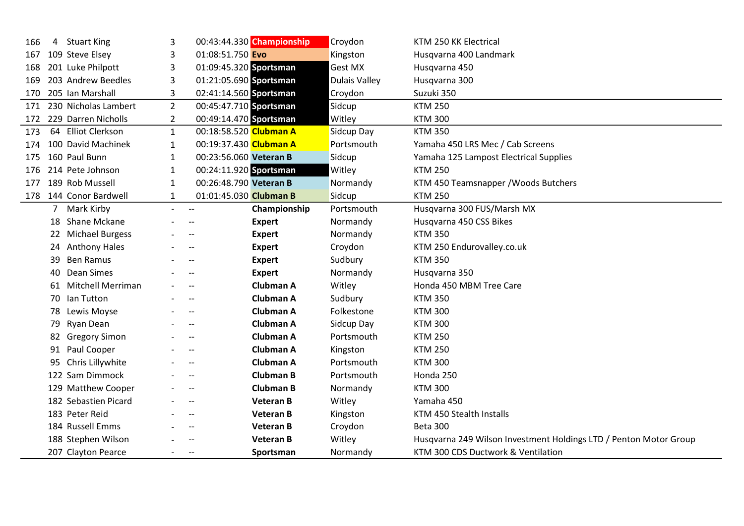| | | | | | | | |
|---|---|---|---|---|---|---|---|
| 166 | 4 | Stuart King | 3 | 00:43:44.330 | Championship | Croydon | KTM 250 KK Electrical |
| 167 | 109 | Steve Elsey | 3 | 01:08:51.750 | Evo | Kingston | Husqvarna 400 Landmark |
| 168 | 201 | Luke Philpott | 3 | 01:09:45.320 | Sportsman | Gest MX | Husqvarna 450 |
| 169 | 203 | Andrew Beedles | 3 | 01:21:05.690 | Sportsman | Dulais Valley | Husqvarna 300 |
| 170 | 205 | Ian Marshall | 3 | 02:41:14.560 | Sportsman | Croydon | Suzuki 350 |
| 171 | 230 | Nicholas Lambert | 2 | 00:45:47.710 | Sportsman | Sidcup | KTM 250 |
| 172 | 229 | Darren Nicholls | 2 | 00:49:14.470 | Sportsman | Witley | KTM 300 |
| 173 | 64 | Elliot Clerkson | 1 | 00:18:58.520 | Clubman A | Sidcup Day | KTM 350 |
| 174 | 100 | David Machinek | 1 | 00:19:37.430 | Clubman A | Portsmouth | Yamaha 450 LRS Mec / Cab Screens |
| 175 | 160 | Paul Bunn | 1 | 00:23:56.060 | Veteran B | Sidcup | Yamaha 125 Lampost Electrical Supplies |
| 176 | 214 | Pete Johnson | 1 | 00:24:11.920 | Sportsman | Witley | KTM 250 |
| 177 | 189 | Rob Mussell | 1 | 00:26:48.790 | Veteran B | Normandy | KTM 450 Teamsnapper /Woods Butchers |
| 178 | 144 | Conor Bardwell | 1 | 01:01:45.030 | Clubman B | Sidcup | KTM 250 |
| | 7 | Mark Kirby | - | -- | Championship | Portsmouth | Husqvarna 300 FUS/Marsh MX |
| | 18 | Shane Mckane | - | -- | Expert | Normandy | Husqvarna 450 CSS Bikes |
| | 22 | Michael Burgess | - | -- | Expert | Normandy | KTM 350 |
| | 24 | Anthony Hales | - | -- | Expert | Croydon | KTM 250 Endurovalley.co.uk |
| | 39 | Ben Ramus | - | -- | Expert | Sudbury | KTM 350 |
| | 40 | Dean Simes | - | -- | Expert | Normandy | Husqvarna 350 |
| | 61 | Mitchell Merriman | - | -- | Clubman A | Witley | Honda 450 MBM Tree Care |
| | 70 | Ian Tutton | - | -- | Clubman A | Sudbury | KTM 350 |
| | 78 | Lewis Moyse | - | -- | Clubman A | Folkestone | KTM 300 |
| | 79 | Ryan Dean | - | -- | Clubman A | Sidcup Day | KTM 300 |
| | 82 | Gregory Simon | - | -- | Clubman A | Portsmouth | KTM 250 |
| | 91 | Paul Cooper | - | -- | Clubman A | Kingston | KTM 250 |
| | 95 | Chris Lillywhite | - | -- | Clubman A | Portsmouth | KTM 300 |
| | 122 | Sam Dimmock | - | -- | Clubman B | Portsmouth | Honda 250 |
| | 129 | Matthew Cooper | - | -- | Clubman B | Normandy | KTM 300 |
| | 182 | Sebastien Picard | - | -- | Veteran B | Witley | Yamaha 450 |
| | 183 | Peter Reid | - | -- | Veteran B | Kingston | KTM 450 Stealth Installs |
| | 184 | Russell Emms | - | -- | Veteran B | Croydon | Beta 300 |
| | 188 | Stephen Wilson | - | -- | Veteran B | Witley | Husqvarna 249 Wilson Investment Holdings LTD / Penton Motor Group |
| | 207 | Clayton Pearce | - | -- | Sportsman | Normandy | KTM 300 CDS Ductwork & Ventilation |